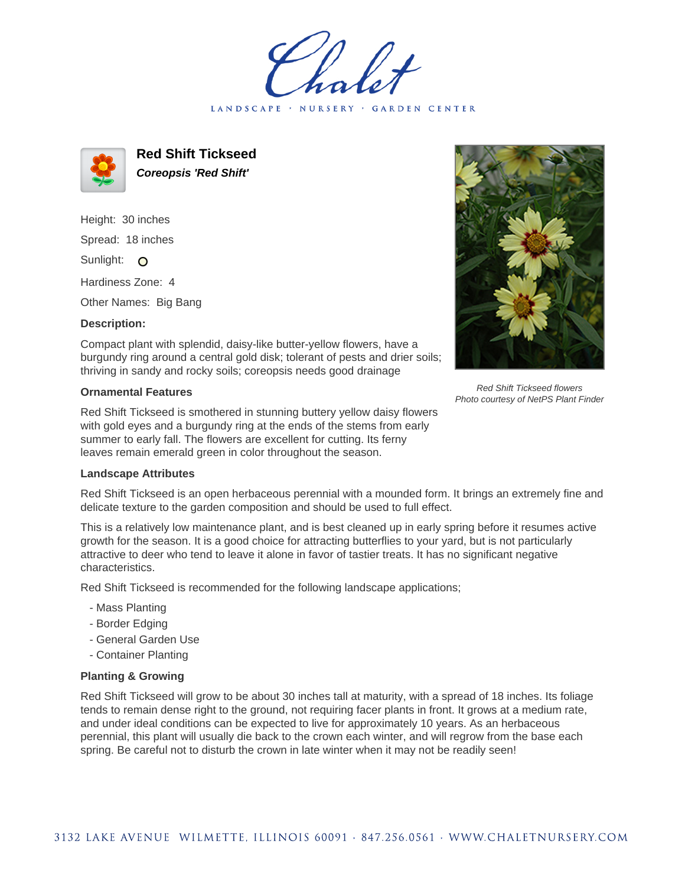Chalet

LANDSCAPE · NURSERY · GARDEN CENTER

# Red Shift Tickseed

***Coreopsis 'Red Shift'***

Height: 30 inches

Spread: 18 inches

Sunlight: O

Hardiness Zone: 4

Other Names: Big Bang

### Description:

Compact plant with splendid, daisy-like butter-yellow flowers, have a burgundy ring around a central gold disk; tolerant of pests and drier soils; thriving in sandy and rocky soils; coreopsis needs good drainage

*Red Shift Tickseed flowers*
*Photo courtesy of NetPS Plant Finder*

### Ornamental Features

Red Shift Tickseed is smothered in stunning buttery yellow daisy flowers with gold eyes and a burgundy ring at the ends of the stems from early summer to early fall. The flowers are excellent for cutting. Its ferny leaves remain emerald green in color throughout the season.

### Landscape Attributes

Red Shift Tickseed is an open herbaceous perennial with a mounded form. It brings an extremely fine and delicate texture to the garden composition and should be used to full effect.

This is a relatively low maintenance plant, and is best cleaned up in early spring before it resumes active growth for the season. It is a good choice for attracting butterflies to your yard, but is not particularly attractive to deer who tend to leave it alone in favor of tastier treats. It has no significant negative characteristics.

Red Shift Tickseed is recommended for the following landscape applications;

- Mass Planting
- Border Edging
- General Garden Use
- Container Planting

### Planting & Growing

Red Shift Tickseed will grow to be about 30 inches tall at maturity, with a spread of 18 inches. Its foliage tends to remain dense right to the ground, not requiring facer plants in front. It grows at a medium rate, and under ideal conditions can be expected to live for approximately 10 years. As an herbaceous perennial, this plant will usually die back to the crown each winter, and will regrow from the base each spring. Be careful not to disturb the crown in late winter when it may not be readily seen!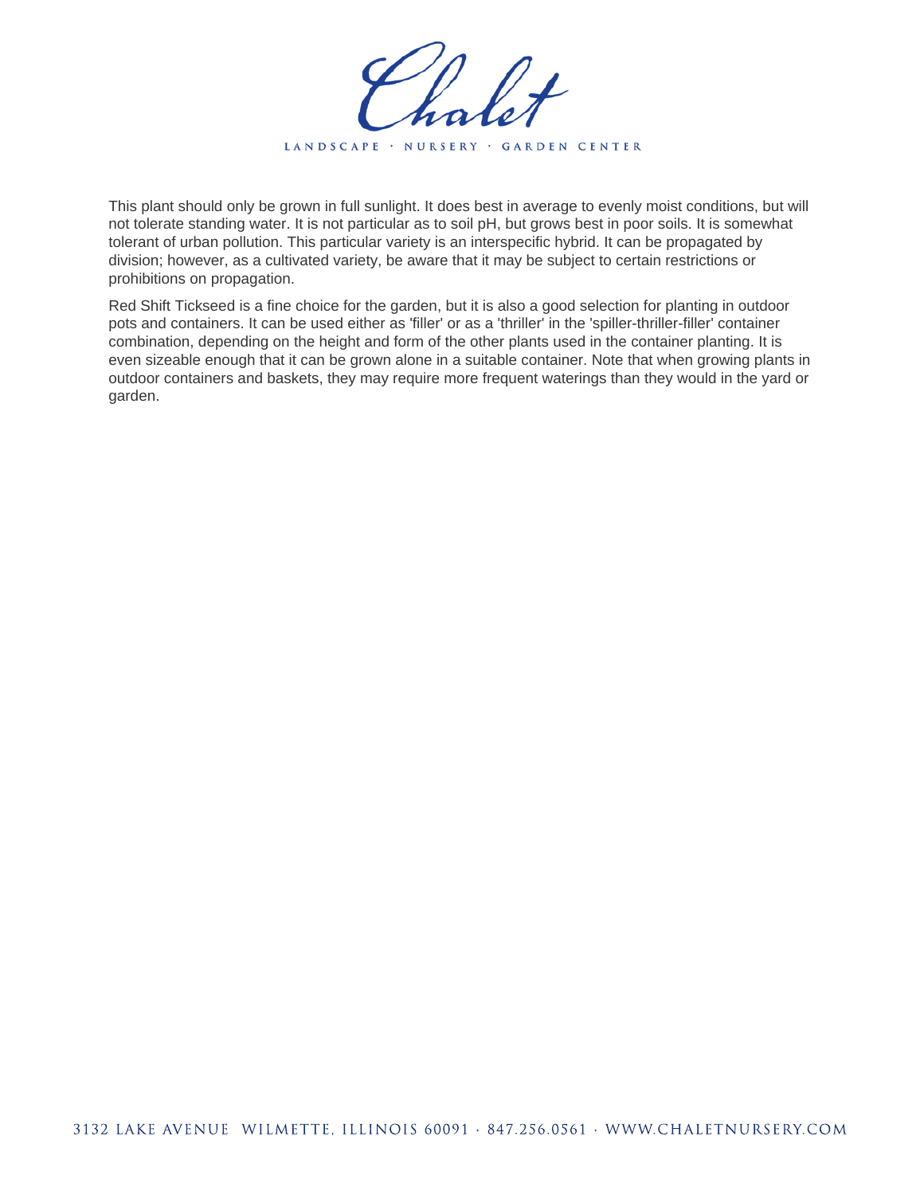This plant should only be grown in full sunlight. It does best in average to evenly moist conditions, but will not tolerate standing water. It is not particular as to soil pH, but grows best in poor soils. It is somewhat tolerant of urban pollution. This particular variety is an interspecific hybrid. It can be propagated by division; however, as a cultivated variety, be aware that it may be subject to certain restrictions or prohibitions on propagation.

Red Shift Tickseed is a fine choice for the garden, but it is also a good selection for planting in outdoor pots and containers. It can be used either as 'filler' or as a 'thriller' in the 'spiller-thriller-filler' container combination, depending on the height and form of the other plants used in the container planting. It is even sizeable enough that it can be grown alone in a suitable container. Note that when growing plants in outdoor containers and baskets, they may require more frequent waterings than they would in the yard or garden.